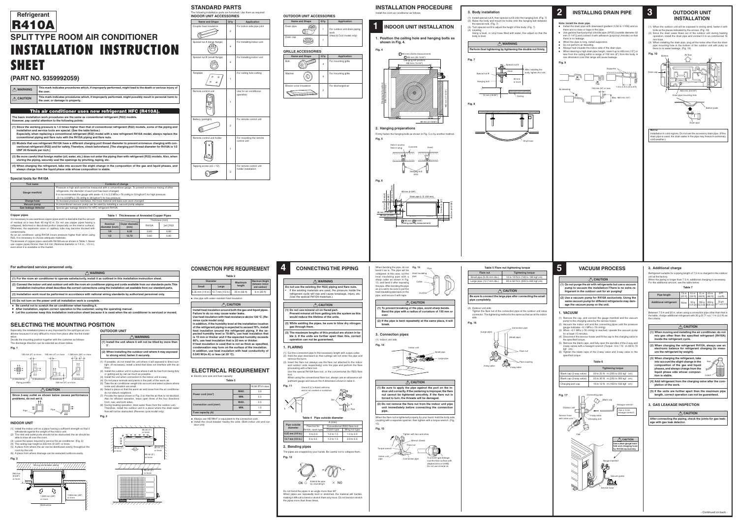# Refrigerant R410A

# SPLIT TYPE ROOM AIR CONDITIONER

# INSTALLATION INSTRUCTION SHEET

## (PART NO. 9359992059)

| | |
|---|---|
| ⚠ WARNING | This mark indicates procedures which, if improperly performed, might lead to the death or serious injury of the user. |
| ⚠ CAUTION | This mark indicates procedures which, if improperly performed, might possibly result in personal harm to the user, or damage to property. |

### This air conditioner uses new refrigerant HFC (R410A).

**The basic installation work procedures are the same as conventional refrigerant (R22) models. However, pay careful attention to the following points:**

**(1) Since the working pressure is 1.6 times higher than that of conventional refrigerant (R22) models, some of the piping and installation and service tools are special. (See the table below.) Especially, when replacing a conventional refrigerant (R22) model with a new refrigerant R410A model, always replace the conventional piping and flare nuts with the R410A piping and flare nuts.**

**(2) Models that use refrigerant R410A have a different charging port thread diameter to prevent erroneous charging with conventional refrigerant (R22) and for safety. Therefore, check beforehand. [The charging port thread diameter for R410A is 1/2 UNF 20 threads per inch.]**

**(3) Be more careful that foreign matter (oil, water, etc.) does not enter the piping than with refrigerant (R22) models. Also, when storing the piping, securely seal the openings by pinching, taping, etc.**

**(4) When charging the refrigerant, take into account the slight change in the composition of the gas and liquid phases, and always charge from the liquid phase side whose composition is stable.**

### Special tools for R410A

| Tool name | Contents of change |
|---|---|
| Gauge manifold | Pressure is high and cannot be measured with a conventional gauge. To prevent erroneous mixing of other refrigerants, the diameter of each port has been changed. It is recommended the gauge with seals –0.1 to 5.3 MPa (–76 cmHg to 53 kgf/cm²) for high pressure. –0.1 to 3.8 MPa (–76 cmHg to 38 kgf/cm²) for low pressure. |
| Charge hose | To increase pressure resistance, the hose material and base size were changed. |
| Vacuum pump | A conventional vacuum pump can be used by installing a vacuum pump adapter. |
| Gas leakage detector | Special gas leakage detector for HFC refrigerant R410A. |

### Copper pipes

It is necessary to use seamless copper pipes and it is desirable that the amount of residual oil is less than 40 mg/10 m. Do not use copper pipes having a collapsed, deformed or discolored portion (especially on the interior surface). Otherwise, the expansion valve or capillary tube may become blocked with contaminants.

As an air conditioner using R410A incurs pressure higher than when using R22, it is necessary to choose adequate materials.

Thicknesses of copper pipes used with R410A are as shown in Table 1. Never use copper pipes thinner than 0.8 mm (Nominal diameter is 1/4 in., 1/2 in.), even when it is available on the market.

**Table 1 Thicknesses of Annealed Copper Pipes**

| Nominal diameter (inch) | Outer diameter (mm) | Thickness (mm) R410A | Thickness (mm) [ref.] R22 |
|---|---|---|---|
| 1/4 | 6.35 | 0.80 | 0.80 |
| 1/2 | 12.70 | 0.80 | 0.80 |

## STANDARD PARTS

The following installation parts are furnished. Use them as required.

### INDOOR UNIT ACCESSORIES

| Name and Shape | Q'ty | Application |
|---|---|---|
| Coupler heat insulation | 2 | For indoor side pipe joint |
| Special nut A (large flange) | 4 | For installing indoor unit |
| Special nut B (small flange) | 4 | For installing indoor unit |
| Template | 1 | For ceiling hole cutting |
| Remote control unit | 1 | Use for air conditioner operation |
| Battery (penlight) | 2 | For remote control unit |
| Remote control unit holder | 1 | For mounting the remote control unit |
| Tapping screw (ø3 × 12) | 2 | For remote control unit holder installation |

### OUTDOOR UNIT ACCESSORIES

| Name and Shape | Q'ty | Application |
|---|---|---|
| Drain pipe | 1 | For outdoor unit drain piping work (Heat & Cool model only) |
| Drain cap | 1 | |

### GRILLE ACCESSORIES

| Name and Shape | Q'ty | Application |
|---|---|---|
| Bolt | 4 | For mounting grille |
| Washer | 4 | For mounting grille |
| Blower cover insulation | 2 | For discharged air |

## INSTALLATION PROCEDURE

Install the room air conditioner as follows:

## 1 INDOOR UNIT INSTALLATION

**1. Position the ceiling hole and hanging bolts as shown in Fig. 4.**

Fig. 4

**2. Hanging preparations**

Firmly fasten the hanging bolts as shown in Fig. 5 or by another method.

Fig. 5

Fig. 6

**3. Body installation**

(1) Install special nut A, then special nut B onto the hanging bolt. (Fig. 7)
(2) Raise the body and mount its hooks onto the hanging bolt between the special nuts. (Fig. 7)
(3) Turn special nut B to adjust the height of the body. (Fig. 7)
(4) Leveling
Using a level, or vinyl hose filled with water, fine adjust so that the body is level.

⚠ WARNING

**Perform final tightening by tightening the double nut firmly.**

Fig. 7

Fig. 8

## 2 INSTALLING DRAIN PIPE

**Note: Install the drain pipe.**

- Install the drain pipe with downward gradient (1/50 to 1/100) and so there are no rises or traps in the pipe.
- Use general hard polyvinyl chloride pipe (VP25) [outside diameter 32 mm (1-1/4")] and connect it with adhesive (polyvinyl chloride) so that there is no leakage.
- When the pipe is long, install supporters.
- Do not perform air bleeding.
- Always heat insulate the indoor side of the drain pipe.
- When desiring a high drain pipe height, raise it up to 400 mm (15") or less from the ceiling within a range of 150 mm (6") from the body. A rise dimension over this range will cause leakage.

Fig. 9

## 3 OUTDOOR UNIT INSTALLATION

(1) When the outdoor unit will be exposed to strong wind, fasten it with bolts at the places indicated by the arrows. (Fig. 10)
(2) Since the drain water flows out of the outdoor unit during heating operation, install the drain pipe and connect it to an commercial 16 mm hose.
(3) When installing the drain pipe, plug all the holes other than the drain pipe mounting hole in the bottom of the outdoor unit with putty so there is no water leakage. (Fig. 10)

Fig. 10

**NOTE:**
Installation in cold regions. Do not use the accessory drain pipe. (If the drain pipe is used, the drain water in the pipe may freeze in extremely cold weather.)

### For authorized service personnel only.

⚠ WARNING

**(1) For the room air conditioner to operate satisfactorily, install it as outlined in this installation instruction sheet.**

**(2) Connect the indoor unit and outdoor unit with the room air conditioner piping and cords available from our standards parts. This installation instruction sheet describes the correct connections using the installation set available from our standard parts.**

**(3) Installation work must be performed in accordance with national wiring standards by authorized personnel only.**

**(4) Do not turn on the power until all installation work is complete.**

- **Be careful not to scratch the air conditioner when handling it.**
- **After installation, explain correct operation to the customer, using the operating manual.**
- **Let the customer keep this installation instruction sheet because it is used when the air conditioner is serviced or moved.**

## SELECTING THE MOUNTING POSITION

Especially, the installation place is very important for the split type air conditioner because it is very difficult to move from place after the first installation.

Decide the mounting position together with the customer as follows:

The discharge direction can be selected as shown below.

Fig. 1

⚠ CAUTION

**Since 3-way outlet as shown below causes performance problems, do not set it.**

### INDOOR UNIT

(1) Install the indoor unit on a place having a sufficient strength so that it withstands against the weight of the indoor unit.
(2) The inlet and outlet ports should not be obstructed; the air should be able to blow all over the room.
(3) Leave the space required to service the air conditioner. (Fig. 2)
(4) The ceiling rear height is 250 mm (9-3/8") or more.
(5) A place from where the air can be distributed evenly throughout the room by the unit.
(6) A place from where drainage can be extracted outdoors easily.

Fig. 2

### OUTDOOR UNIT

⚠ WARNING

**(1) Install the unit where it will not be tilted by more than 5°.**

**(2) When installing the outdoor unit where it may exposed to strong wind, fasten it securely.**

(1) If possible, do not install the unit where it will exposed to direct sunlight. (If necessary, install a blind that does not interfere with the air flow.)
(2) Install the outdoor unit in a place where it will be free from being dirty or getting wet by rain as much as possible.
(3) Install the unit when connection to the indoor unit is easy.
(4) Do not place animals and plants in the path of the warm air.
(5) Take the air conditioner weight into account and select a place where noise and vibration are small.
(6) Select a place so that the warm air and noise from the air conditioner do not disturb neighbors.
(7) Provide the space shown in Fig. 3 so that the air flow is not blocked. Also for efficient operation, leave open three of the four directions front, rear, and both sides.
(8) During heating operation, drain water flows from the outdoor unit. Therefore, install the outdoor unit in a place where the drain water flow will not be obstructed. (Reverse cycle model only)

Fig. 3

## CONNECTION PIPE REQUIREMENT

**Table 2**

| Diameter Small | Diameter Large | Maximum length | Maximum Height (between indoor and outdoor) |
|---|---|---|---|
| 6.35 mm (1/4 in.) | 12.7 mm (1/2 in.) | 20 m (66 ft) | 8 m (26 ft) |

- Use pipe with water-resistant heat insulation.

⚠ CAUTION

**Install heat insulation around both the gas and liquid pipes. Failure to do so may cause water leaks. Use heat insulation with heat resistance above 120 °C. (Reverse cycle model only)**

**In addition, if the humidity level at the installation location of the refrigerant piping is expected to exceed 70%, install heat insulation around the refrigerant piping. If the expected humidity level is 70-80%, use heat insulation that is 15 mm or thicker and if the expected humidity exceeds 80%, use heat insulation that is 20 mm or thicker. If heat insulation is used that is not as thick as specified, condensation may form on the surface of the insulation. In addition, use heat insulation with heat conductivity of 0.045 W/(m K) or less (at 20 °C).**

## ELECTRICAL REQUIREMENT

- Electric wire size and fuse capacity:

**Table 3**

| | | 18,000 BTU/h class |
|---|---|---|
| Power cord (mm²) | MAX. | 3.0 |
| | MIN. | 2.5 |
| Connection cord (mm²) | MAX. | 2.5 |
| | MIN. | 1.5 |
| Fuse capacity (A) | | 20 |

- Always use H07RN-F or equivalent to the connection cord.
- Install the circuit breaker nearby the units. (Both indoor unit and outdoor unit)

## 4 CONNECTING THE PIPING

⚠ WARNING

**Do not use the existing (for R22) piping and flare nuts.**
- **If the existing materials are used, the pressure inside the refrigerant cycle will rise and cause breakage, injury, etc. (Use the special R410A materials.)**

⚠ CAUTION

**(1) Do not use mineral oil on flared part. Prevent mineral oil from getting into the system as this would reduce the lifetime of the units.**

**(2) While welding the pipes, be sure to blow dry nitrogen gas through them.**

**(3) The maximum lengths of this product are shown in table 2. If the units are further apart than this, correct operation can not be guaranteed.**

### 1. FLARING

(1) Cut the connection pipe to the necessary length with a pipe cutter.
(2) Hold the pipe downward so that cuttings will not enter the pipe and remove the burrs.
(3) Insert the flare nut (always use the flare nut attached to the indoor and outdoor units respectively) onto the pipe and perform the flare processing with a flare tool.
Use the special R410A flare tool, or the conventional (for R22) flare tool.
When using the conventional flare tool, always use an allowance adjustment gauge and secure the A dimension shown in table 4.

Fig. 11

**Table 4 Pipe outside diameter**

| Pipe outside diameter | A (mm) Flare tool for R410A, clutch type | A (mm) Conventional (R22) flare tool Clutch type | A (mm) Conventional (R22) flare tool Wing nut type |
|---|---|---|---|
| 6.35 mm (1/4 in.) | 0 to 0.5 | 1.0 to 1.5 | 1.5 to 2.0 |
| 12.7 mm (1/2 in.) | 0 to 0.5 | 1.0 to 1.5 | 2.0 to 2.5 |

### 2. Bending pipes

The pipes are shaped by your hands. Be careful not to collapse them.

Fig. 12

Do not bend the pipes in an angle more than 90°.
When pipes are repeatedly bent or stretched, the material will harden, making it difficult to bend or stretch them any more. Do not bend or stretch the pipes more than three times.

When bending the pipe, do not bend it as is. The pipe will be collapsed. In this case, cut the heat insulating pipe with a sharp cutter as shown in Fig. 13, and bend it after exposing the pipe. After bending the pipe as you want, be sure to put the heat insulating pipe back on the pipe, and secure it with tape.

Fig. 13

⚠ CAUTION

**(1) To prevent breaking of the pipe, avoid sharp bends. Bend the pipe with a radius of curvature of 150 mm or over.**

**(2) If the pipe is bent repeatedly at the same place, it will break.**

### 3. Connection pipes

(1) Indoor unit side

Fig. 14

⚠ CAUTION

**(1) Be sure to apply the pipe against the port on the indoor unit correctly. If the centering is improper, the flare nut cannot be tightened smoothly. If the flare nut is forced to turn, the threads will be damaged.**

**(2) Do not remove the flare nut from the indoor unit pipe until immediately before connecting the connection pipe.**

When the flare nut is tightened properly by your hand, hold the body side coupling with a separate spanner, then tighten with a torque wrench. (Fig. 15)

Fig. 15

**Table 5 Flare nut tightening torque**

| Flare nut | Tightening torque |
|---|---|
| Small pipe (6.35 mm dia.) | 14 to 18 N·m (140 to 180 kgf·cm) |
| Large pipe (12.7 mm dia.) | 50 to 62 N·m (500 to 620 kgf·cm) |

⚠ CAUTION

**Be sure to connect the large pipe after connecting the small pipe completely.**

(2) Outdoor unit side
Tighten the flare nut of the connection pipe at the outdoor unit valve connector. The tightening method is the same as that at the indoor side.

Fig. 16

## 5 VACUUM PROCESS

⚠ CAUTION

**(1) Do not purge the air with refrigerants but use a vacuum pump to vacuum the installation! There is no extra refrigerant in the outdoor unit for air purging!**

**(2) Use a vacuum pump for R410A exclusively. Using the same vacuum pump for different refrigerants may damage the vacuum pump or the unit.**

### 1. VACUUM

(1) Remove the cap, and connect the gauge manifold and the vacuum pump to the charging valve by the service hoses.
(2) Vacuum the indoor unit and the connecting pipes until the pressure gauge indicates –0.1 MPa (–76 cmHg).
(3) When –0.1 MPa (–76 cmHg) is reached, operate the vacuum pump for at least 15 minutes.
(4) Disconnect the service hoses and fit the cap to the charging valve to the specified torque.
(5) Remove the blank caps, and fully open the spindles of the 2-way and 3-way valves with a hexagon wrench (Torque : 6 to 7 N · m (60 to 70 kgf · cm).
(6) Tighten the blank caps of the 2-way valve and 3-way valve to the specified torque.

**Table 6**

| | Tightening torque |
|---|---|
| Blank cap (2-way valve) | 20 to 25 N · m (200 to 250 kgf · cm) |
| Blank cap (3-way valve) | 20 to 30 N · m (200 to 300 kgf · cm) |
| Charging port cap | 10 to 12 N · m (100 to 120 kgf · cm) |

Fig. 17

⚠ CAUTION

**Use a clean gauge manifold and charging hose for R410A exclusively.**

### 2. Additional charge

Refrigerant suitable for a piping length of 7.5 m is charged in the outdoor unit at the factory.
When the piping is longer than 7.5 m, additional charging is necessary. For the additional amount, see the table below.

**Table 7**

| Pipe length | 7.5 m (25 ft) | 10 m (33 ft) | 15 m (49 ft) | 20 m (66 ft) | g/ft (oz/ft) |
|---|---|---|---|---|---|
| Additional refrigerant | None | 50 g (1.8 oz) | 150 g (5.3 oz) | 250 g (8.8 oz) | 20 g/m (0.21 oz/3.3 ft) |

Between 7.5 m and 20 m, when using a connection pipe other than that in the table, charge additional refrigerant with 20 g (0.71 oz) / 1 m (3.3 ft) as the criteria.

⚠ CAUTION

**(1) When moving and installing the air conditioner, do not mix gas other than the specified refrigerant (R410A) inside the refrigerant cycle.**

**(2) When charging the refrigerant R410A, always use an electronic balance for refrigerant charging (to measure the refrigerant by weight).**

**(3) When charging the refrigerant, take into account the slight change in the composition of the gas and liquid phases, and always charge from the liquid phase side whose composition is stable.**

**(4) Add refrigerant from the charging valve after the completion of the work.**

**(5) If the units are further apart than the maximum pipe length, correct operation can not be guaranteed.**

### 3. GAS LEAKAGE INSPECTION

⚠ CAUTION

**After connecting the piping, check the joints for gas leakage with gas leak detector.**

- Continued on back -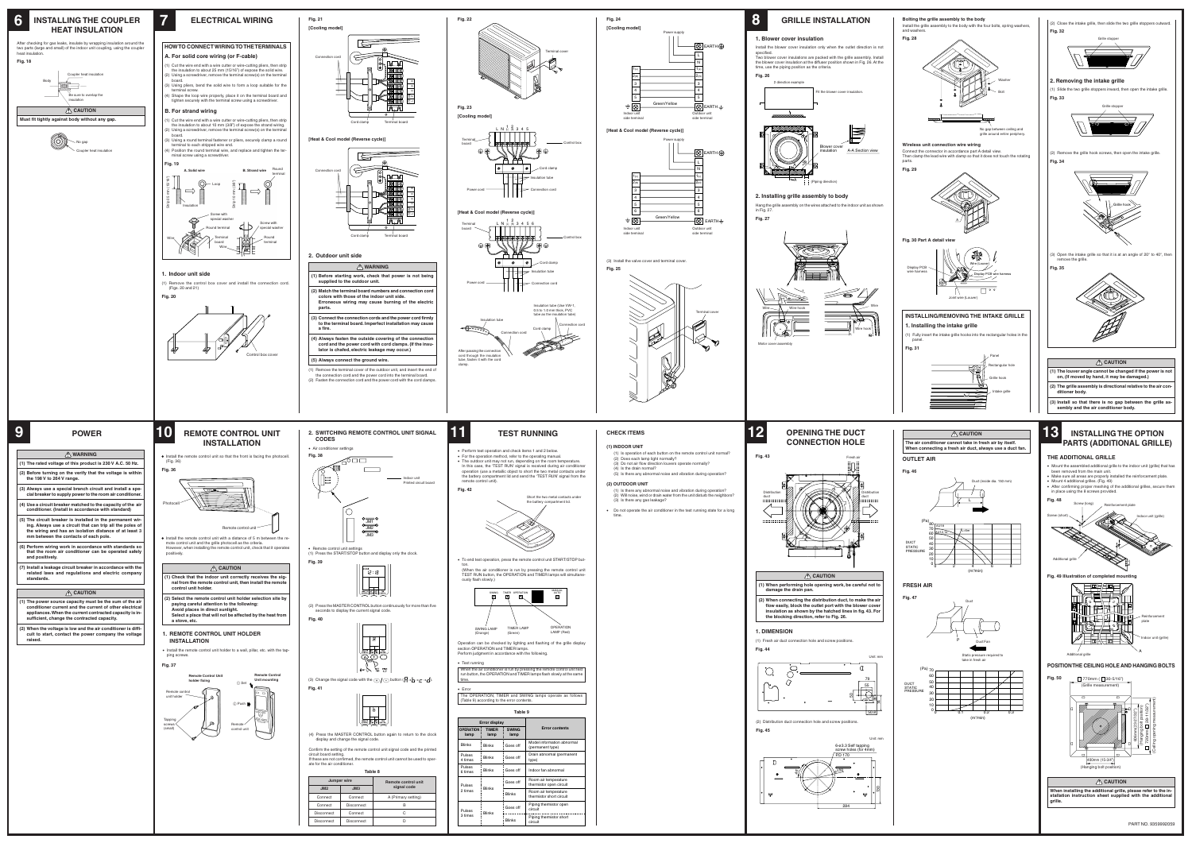# 6 INSTALLING THE COUPLER HEAT INSULATION

After checking for gas leaks, insulate by wrapping insulation around the two parts (large and small) of the indoor unit coupling, using the coupler heat insulation.

Fig. 18

Body
Coupler heat insulation
Be sure to overlap the insulation

⚠ CAUTION

**Must fit tightly against body without any gap.**

No gap
Coupler heat insulation

# 7 ELECTRICAL WIRING

**HOW TO CONNECT WIRING TO THE TERMINALS**

**A. For solid core wiring (or F-cable)**

(1) Cut the wire end with a wire cutter or wire-cutting pliers, then strip the insulation to about 25 mm (15/16") of expose the solid wire.
(2) Using a screwdriver, remove the terminal screw(s) on the terminal board.
(3) Using pliers, bend the solid wire to form a loop suitable for the terminal screw.
(4) Shape the loop wire properly, place it on the terminal board and tighten securely with the terminal screw using a screwdriver.

**B. For strand wiring**

(1) Cut the wire end with a wire cutter or wire-cutting pliers, then strip the insulation to about 10 mm (3/8") of expose the strand wiring.
(2) Using a screwdriver, remove the terminal screw(s) on the terminal board.
(3) Using a round terminal fastener or pliers, securely clamp a round terminal to each stripped wire end.
(4) Position the round terminal wire, and replace and tighten the terminal screw using a screwdriver.

Fig. 19

A. Solid wire
B. Strand wire
Round terminal
Loop
Insulation
Screw with special washer
Round terminal
Wire
Terminal board
Wire
Screw with special washer
Round terminal

**1. Indoor unit side**

(1) Remove the control box cover and install the connection cord. (Figs. 20 and 21)

Fig. 20

Control box cover

Fig. 21

[Cooling model]

Connection cord
Cord clamp
Terminal board

[Heat & Cool model (Reverse cycle)]

Connection cord
Cord clamp
Terminal board

**2. Outdoor unit side**

⚠ WARNING

**(1) Before starting work, check that power is not being supplied to the outdoor unit.**

**(2) Match the terminal board numbers and connection cord colors with those of the indoor unit side. Erroneous wiring may cause burning of the electric parts.**

**(3) Connect the connection cords and the power cord firmly to the terminal board. Imperfect installation may cause a fire.**

**(4) Always fasten the outside covering of the connection cord and the power cord with cord clamps. (If the insulator is chafed, electric leakage may occur.)**

**(5) Always connect the ground wire.**

(1) Remove the terminal cover of the outdoor unit, and insert the end of the connection cord and the power cord into the terminal board.
(2) Fasten the connection cord and the power cord with the cord clamps.

Fig. 22

Terminal cover

Fig. 23

[Cooling model]

Terminal board
L N 1 2 3 4 5
Control box
Cord clamp
Insulation tube
Power cord
Connection cord

[Heat & Cool model (Reverse cycle)]

Terminal board
L N 1 2 3 4 5 6
Control box
Cord clamp
Insulation tube
Power cord
Connection cord

Insulation tube (Use VW-1, 0.5 to 1.0 mm thick, PVC tube as the insulation tube)
Insulation tube
Connection cord
Cord clamp
Connection cord

After passing the connection cord through the insulation tube, fasten it with the cord clamp.

Fig. 24

[Cooling model]

Power supply
EARTH
Green/Yellow
EARTH
Indoor unit side terminal
Outdoor unit side terminal

[Heat & Cool model (Reverse cycle)]

Power supply
EARTH
Green/Yellow
EARTH
Indoor unit side terminal
Outdoor unit side terminal

(3) Install the valve cover and terminal cover.

Fig. 25

Terminal cover

# 8 GRILLE INSTALLATION

**1. Blower cover insulation**

Install the blower cover insulation only when the outlet direction is not specified.

Two blower cover insulations are packed with the grille assembly. Install the blower cover insulation at the diffuser position shown in Fig. 26. At the time, use the piping position as the criteria.

Fig. 26

2 direction example
Fit the blower cover insulation.
Blower cover insulation
A-A Section view
(Piping direction)

**2. Installing grille assembly to body**

Hang the grille assembly on the wires attached to the indoor unit as shown in Fig. 27.

Fig. 27

Wire
Wire hook
Wire
Wire hook
Motor cover assembly

**Bolting the grille assembly to the body**

Install the grille assembly to the body with the four bolts, spring washers, and washers.

Fig. 28

Washer
Bolt
No gap between ceiling and grille around entire periphery.

**Wireless unit connection wire wiring**

Connect the connector in accordance part A detail view. Then clamp the lead-wire with clamp so that it does not touch the rotating parts.

Fig. 29

Fig. 30 Part A detail view

Display PCB wire harness
Wire (Louver)
Display PCB wire harness
Joint wire (Louver)

**INSTALLING/REMOVING THE INTAKE GRILLE**

**1. Installing the intake grille**

(1) Fully insert the intake grille hooks into the rectangular holes in the panel.

Fig. 31

Panel
Rectangular hole
Grille hook
Intake grille

(2) Close the intake grille, then slide the two grille stoppers outward.

Fig. 32

Grille stopper

**2. Removing the intake grille**

(1) Slide the two grille stoppers inward, then open the intake grille.

Fig. 33

Grille stopper

(2) Removes the grille hook screws, then open the intake grille.

Fig. 34

Grille hook

(3) Open the intake grille so that it is at an angle of 20° to 40°, then remove the grille.

Fig. 35

⚠ CAUTION

**(1) The louver angle cannot be changed if the power is not on. (If moved by hand, it may be damaged.)**

**(2) The grille assembly is directional relative to the air conditioner body.**

**(3) Install so that there is no gap between the grille assembly and the air conditioner body.**

# 9 POWER

⚠ WARNING

**(1) The rated voltage of this product is 230 V A.C. 50 Hz.**

**(2) Before turning on the verify that the voltage is within the 198 V to 264 V range.**

**(3) Always use a special branch circuit and install a special receptacle to supply power to the room air conditioner.**

**(4) Use a circuit breaker matched to the capacity of the air conditioner. (Install in accordance with standard)**

**(5) The circuit breaker is installed in the permanent wiring. Always use a circuit that can trip all the poles of the wiring and has an isolation distance of at least 3 mm between the contacts of each pole.**

**(6) Perform wiring work in accordance with standards so that the room air conditioner can be operated safely and positively.**

**(7) Install a leakage circuit breaker in accordance with the related laws and regulations and electric company standards.**

⚠ CAUTION

**(1) The power source capacity must be the sum of the air conditioner current and the current of other electrical appliances. When the current contracted capacity is insufficient, change the contracted capacity.**

**(2) When the voltage is low and the air conditioner is difficult to start, contact the power company the voltage raised.**

# 10 REMOTE CONTROL UNIT INSTALLATION

◆ Install the remote control unit so that the front is facing the photocell. (Fig. 36)

Fig. 36

Photocell
Remote control unit

◆ Install the remote control unit with a distance of 5 m between the remote control unit and the grille photocell as the criteria. However, when installing the remote control unit, check that it operates positively.

⚠ CAUTION

**(1) Check that the indoor unit correctly receives the signal from the remote control unit, then install the remote control unit holder.**

**(2) Select the remote control unit holder selection site by paying careful attention to the following: Avoid places in direct sunlight. Select a place that will not be affected by the heat from a stove, etc.**

**1. REMOTE CONTROL UNIT HOLDER INSTALLATION**

• Install the remote control unit holder to a wall, pillar, etc. with the tapping screws.

Fig. 37

Remote Control Unit holder fixing
Remote Control Unit mounting
① Set
Remote control unit holder
② Push
Tapping screws (small)
Remote control unit

**2. SWITCHING REMOTE CONTROL UNIT SIGNAL CODES**

• Air conditioner settings

Fig. 38

Indoor unit Printed circuit board
JM1
JM2

• Remote control unit settings
(1) Press the START/STOP button and display only the clock.

Fig. 39

(2) Press the MASTER CONTROL button continuously for more than five seconds to display the current signal code.

Fig. 40

(3) Change the signal code with the button (A → b → c → d).

Fig. 41

(4) Press the MASTER CONTROL button again to return to the clock display and change the signal code.

Confirm the setting of the remote control unit signal code and the printed circuit board setting.
If these are not confirmed, the remote control unit cannot be used to operate for the air conditioner.

Table 8

| Jumper wire | | Remote control unit signal code |
|---|---|---|
| JM2 | JM3 | |
| Connect | Connect | A (Primary setting) |
| Connect | Disconnect | B |
| Disconnect | Connect | C |
| Disconnect | Disconnect | D |

# 11 TEST RUNNING

• Perform test operation and check items 1 and 2 below.
• For the operation method, refer to the operating manual.
• The outdoor unit may not run, depending on the room temperature. In this case, the 'TEST RUN' signal is received during air conditioner operation (use a metallic object to short the two metal contacts under the battery compartment lid and send the 'TEST RUN' signal from the remote control unit).

Fig. 42

Short the two metal contacts under the battery compartment lid.

• To end test operation, press the remote control unit START/STOP button.
(When the air conditioner is run by pressing the remote control unit TEST RUN button, the OPERATION and TIMER lamps will simultaneously flash slowly.)

SWING LAMP (Orange)
TIMER LAMP (Green)
OPERATION LAMP (Red)

Operation can be checked by lighting and flashing of the grille display section OPERATION and TIMER lamps.
Perform judgment in accordance with the following.

• Test running

When the air conditioner is run by pressing the remote control unit test run button, the OPERATION and TIMER lamps flash slowly at the same time.

• Error

The OPERATION, TIMER and SWING lamps operate as follows (Table 9) according to the error contents.

Table 9

| Error display | | | Error contents |
|---|---|---|---|
| OPERATION lamp | TIMER lamp | SWING lamp | |
| Blinks | Blinks | Goes off | Model information abnormal (permanent type) |
| Pulses 4 times | Blinks | Goes off | Drain abnormal (permanent type) |
| Pulses 6 times | Blinks | Goes off | Indoor fan abnormal |
| Pulses 2 times | Blinks | Goes off | Room air temperature thermistor open circuit |
| | | Blinks | Room air temperature thermistor short circuit |
| Pulses 3 times | Blinks | Goes off | Piping thermistor open circuit |
| | | Blinks | Piping thermistor short circuit |

**CHECK ITEMS**

**(1) INDOOR UNIT**

(1) Is operation of each button on the remote control unit normal?
(2) Does each lamp light normally?
(3) Do not air flow direction louvers operate normally?
(4) Is the drain normal?
(5) Is there any abnormal noise and vibration during operation?

**(2) OUTDOOR UNIT**

(1) Is there any abnormal noise and vibration during operation?
(2) Will noise, wind or drain water from the unit disturb the neighbors?
(3) Is there any gas leakage?

• Do not operate the air conditioner in the test running state for a long time.

# 12 OPENING THE DUCT CONNECTION HOLE

Fig. 43

Distribution duct
Fresh air
Distribution duct

⚠ CAUTION

**(1) When performing hole opening work, be careful not to damage the drain pan.**

**(2) When connecting the distribution duct, to make the air flow easily, block the outlet port with the blower cover insulation as shown by the hatched lines in fig. 43. For the blocking direction, refer to Fig. 26.**

**1. DIMENSION**

(1) Fresh air duct connection hole and screw positions.

Fig. 44

Unit: mm

(2) Distribution duct connection hole and screw positions.

Fig. 45

Unit: mm

6-ø3.3 Self tapping screw holes (for 4mm)
ø170

⚠ CAUTION

**The air conditioner cannot take in fresh air by itself. When connecting a fresh air duct, always use a duct fan.**

**OUTLET AIR**

Fig. 46

Duct (inside dia. 150 mm)
L

DUCT STATIC PRESSURE
(Pa)
(m³/min)

**FRESH AIR**

Fig. 47

Duct
Duct Fan
Static pressure required to take in fresh air

DUCT STATIC PRESSURE
(Pa)
(m³/min)

# 13 INSTALLING THE OPTION PARTS (ADDITIONAL GRILLE)

**THE ADDITIONAL GRILLE**

• Mount the assembled additional grille to the indoor unit (grille) that has been removed from the main unit.
• Make sure all areas are properly installed the reinforcement plate.
• Mount 4 additional grilles. (Fig. 49)
• After confirming proper meshing of the additional grilles, secure them in place using the 8 screws provided.

Fig. 48

Screw (long)
Reinforcement plate
Screw (short)
Indoor unit (grille)
Additional grille

Fig. 49 Illustration of completed mounting

Reinforcement plate
Indoor unit (grille)
Additional grille
A

**POSITION THE CEILING HOLE AND HANGING BOLTS**

Fig. 50

770mm (30-5/16")
(Grille measurement)
(Hanging bolt position)
400mm (15-3/4")
(Hanging bolt position)

⚠ CAUTION

**When installing the additional grille, please refer to the installation instruction sheet supplied with the additional grille.**

PART NO. 9359992059